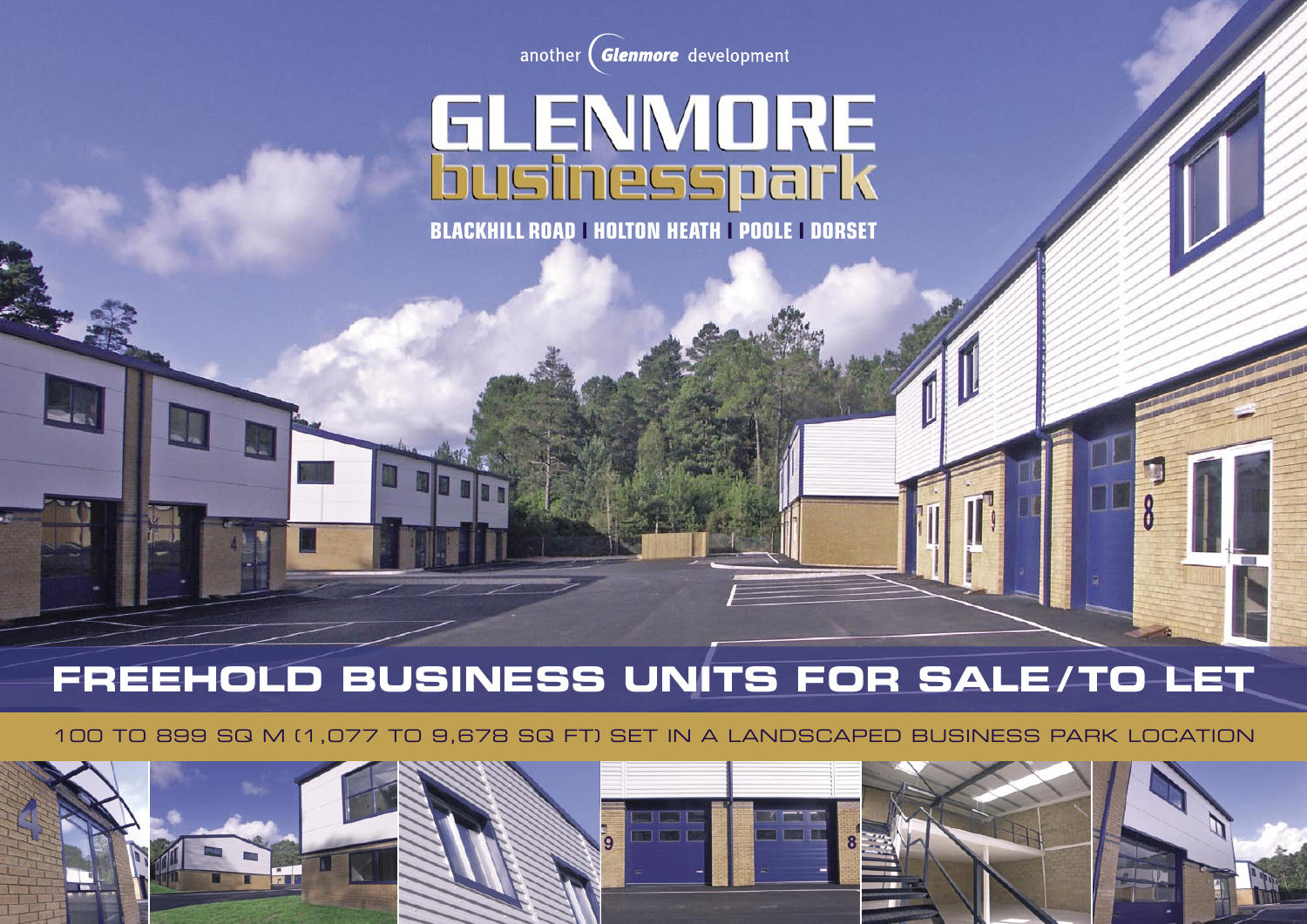another Glenmore development

# GLENMORE businesspark

**BLACKHILL ROAD | HOLTON HEATH | POOLE | DORSET**

## FREEHOLD BUSINESS UNITS FOR SALE/TO LET

100 TO 899 SQ M (1,077 TO 9,678 SQ FT) SET IN A LANDSCAPED BUSINESS PARK LOCATION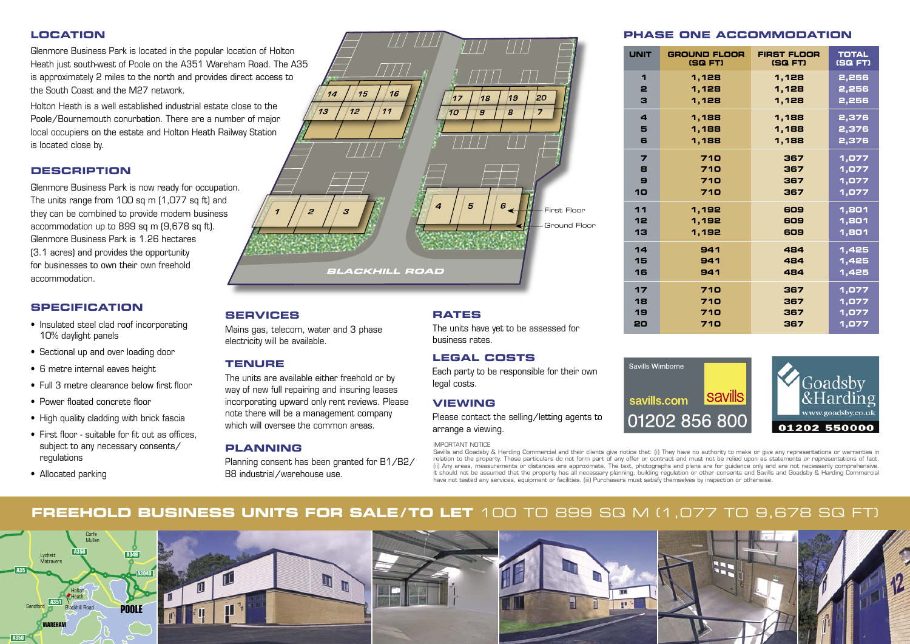## LOCATION

Glenmore Business Park is located in the popular location of Holton Heath just south-west of Poole on the A351 Wareham Road. The A35 is approximately 2 miles to the north and provides direct access to the South Coast and the M27 network.

Holton Heath is a well established industrial estate close to the Poole/Bournemouth conurbation. There are a number of major local occupiers on the estate and Holton Heath Railway Station is located close by.

## DESCRIPTION

Glenmore Business Park is now ready for occupation. The units range from 100 sq m (1,077 sq ft) and they can be combined to provide modern business accommodation up to 899 sq m (9,678 sq ft). Glenmore Business Park is 1.26 hectares (3.1 acres) and provides the opportunity for businesses to own their own freehold accommodation.

## SPECIFICATION

- Insulated steel clad roof incorporating 10% daylight panels
- Sectional up and over loading door
- 6 metre internal eaves height
- Full 3 metre clearance below first floor
- Power floated concrete floor
- High quality cladding with brick fascia
- First floor - suitable for fit out as offices, subject to any necessary consents/ regulations
- Allocated parking

## SERVICES

Mains gas, telecom, water and 3 phase electricity will be available.

## TENURE

The units are available either freehold or by way of new full repairing and insuring leases incorporating upward only rent reviews. Please note there will be a management company which will oversee the common areas.

## PLANNING

Planning consent has been granted for B1/B2/ B8 industrial/warehouse use.

## RATES

The units have yet to be assessed for business rates.

## LEGAL COSTS

Each party to be responsible for their own legal costs.

## VIEWING

Please contact the selling/letting agents to arrange a viewing.

14 15 16
13 12 11
17 18 19 20
10 9 8 7
1 2 3
4 5 6
First Floor
Ground Floor
BLACKHILL ROAD

## PHASE ONE ACCOMMODATION

| UNIT | GROUND FLOOR (SQ FT) | FIRST FLOOR (SQ FT) | TOTAL (SQ FT) |
|---|---|---|---|
| 1 | 1,128 | 1,128 | 2,256 |
| 2 | 1,128 | 1,128 | 2,256 |
| 3 | 1,128 | 1,128 | 2,256 |
| 4 | 1,188 | 1,188 | 2,376 |
| 5 | 1,188 | 1,188 | 2,376 |
| 6 | 1,188 | 1,188 | 2,376 |
| 7 | 710 | 367 | 1,077 |
| 8 | 710 | 367 | 1,077 |
| 9 | 710 | 367 | 1,077 |
| 10 | 710 | 367 | 1,077 |
| 11 | 1,192 | 609 | 1,801 |
| 12 | 1,192 | 609 | 1,801 |
| 13 | 1,192 | 609 | 1,801 |
| 14 | 941 | 484 | 1,425 |
| 15 | 941 | 484 | 1,425 |
| 16 | 941 | 484 | 1,425 |
| 17 | 710 | 367 | 1,077 |
| 18 | 710 | 367 | 1,077 |
| 19 | 710 | 367 | 1,077 |
| 20 | 710 | 367 | 1,077 |

Savills Wimborne
savills.com
savills
01202 856 800

Goadsby &Harding
www.goadsby.co.uk
01202 550000

IMPORTANT NOTICE
Savills and Goadsby & Harding Commercial and their clients give notice that: (i) They have no authority to make or give any representations or warranties in relation to the property. These particulars do not form part of any offer or contract and must not be relied upon as statements or representations of fact. (ii) Any areas, measurements or distances are approximate. The text, photographs and plans are for guidance only and are not necessarily comprehensive. It should not be assumed that the property has all necessary planning, building regulation or other consents and Savills and Goadsby & Harding Commercial have not tested any services, equipment or facilities. (iii) Purchasers must satisfy themselves by inspection or otherwise.

## FREEHOLD BUSINESS UNITS FOR SALE/TO LET 100 TO 899 SQ M (1,077 TO 9,678 SQ FT)

Corfe Mullen
Lytchett Matravers
A350
A349
A35
A3049
Holton Heath
A351
Sandford
Blackhill Road
POOLE
WAREHAM
A350